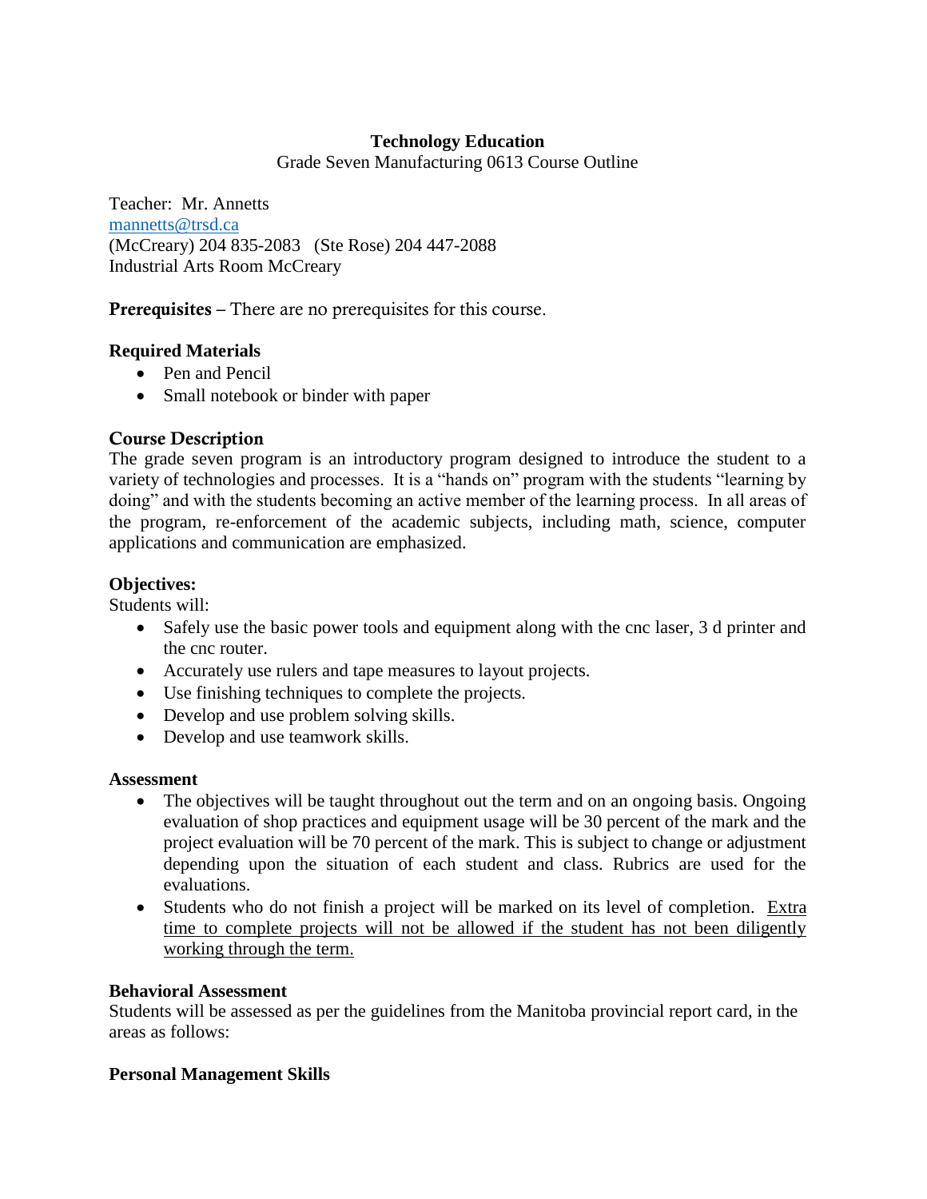# Technology Education

Grade Seven Manufacturing 0613 Course Outline

Teacher: Mr. Annetts
mannetts@trsd.ca
(McCreary) 204 835-2083 (Ste Rose) 204 447-2088
Industrial Arts Room McCreary

**Prerequisites** – There are no prerequisites for this course.

**Required Materials**

- Pen and Pencil
- Small notebook or binder with paper

**Course Description**

The grade seven program is an introductory program designed to introduce the student to a variety of technologies and processes. It is a "hands on" program with the students "learning by doing" and with the students becoming an active member of the learning process. In all areas of the program, re-enforcement of the academic subjects, including math, science, computer applications and communication are emphasized.

**Objectives:**

Students will:

- Safely use the basic power tools and equipment along with the cnc laser, 3 d printer and the cnc router.
- Accurately use rulers and tape measures to layout projects.
- Use finishing techniques to complete the projects.
- Develop and use problem solving skills.
- Develop and use teamwork skills.

**Assessment**

- The objectives will be taught throughout out the term and on an ongoing basis. Ongoing evaluation of shop practices and equipment usage will be 30 percent of the mark and the project evaluation will be 70 percent of the mark. This is subject to change or adjustment depending upon the situation of each student and class. Rubrics are used for the evaluations.
- Students who do not finish a project will be marked on its level of completion. <u>Extra time to complete projects will not be allowed if the student has not been diligently working through the term.</u>

**Behavioral Assessment**

Students will be assessed as per the guidelines from the Manitoba provincial report card, in the areas as follows:

**Personal Management Skills**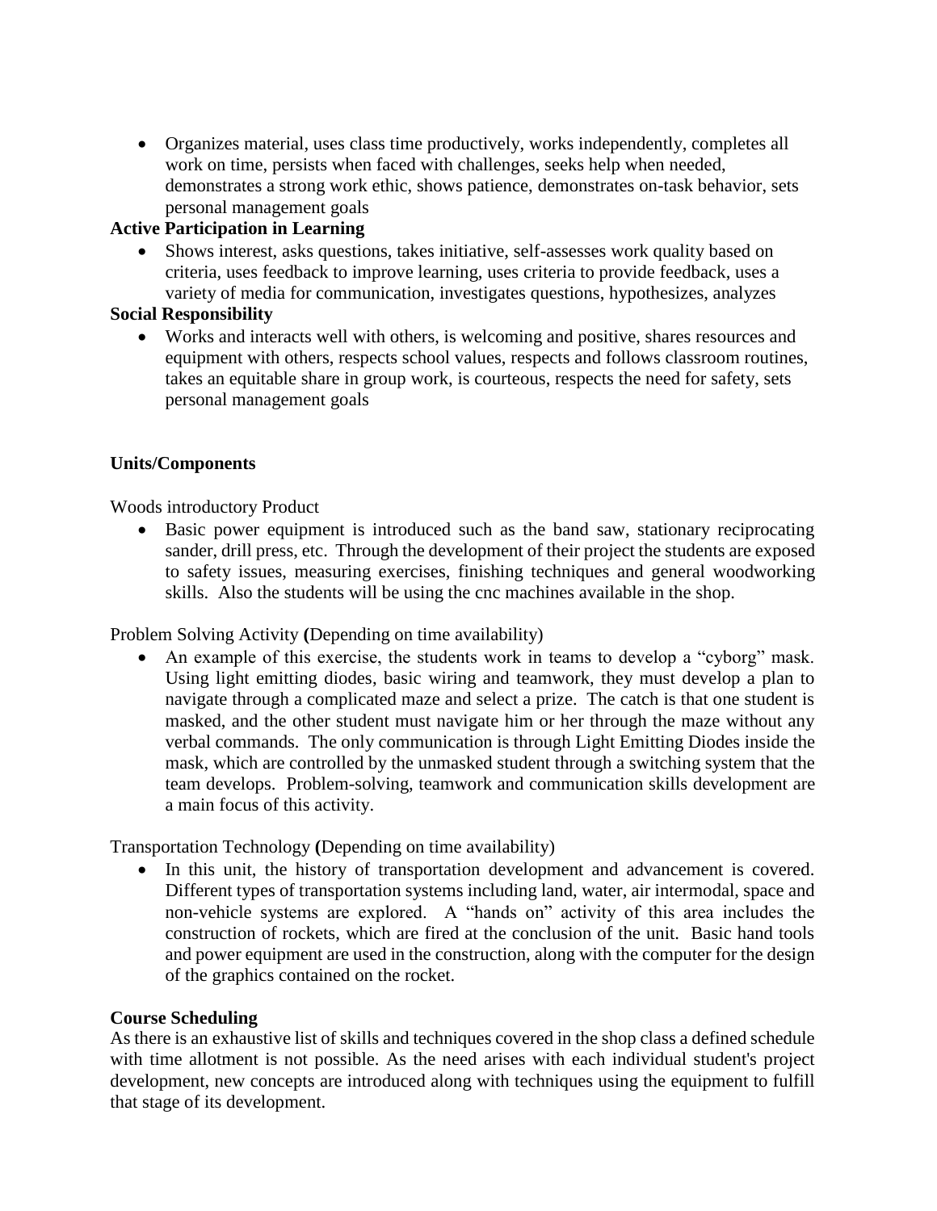- Organizes material, uses class time productively, works independently, completes all work on time, persists when faced with challenges, seeks help when needed, demonstrates a strong work ethic, shows patience, demonstrates on-task behavior, sets personal management goals

**Active Participation in Learning**

- Shows interest, asks questions, takes initiative, self-assesses work quality based on criteria, uses feedback to improve learning, uses criteria to provide feedback, uses a variety of media for communication, investigates questions, hypothesizes, analyzes

**Social Responsibility**

- Works and interacts well with others, is welcoming and positive, shares resources and equipment with others, respects school values, respects and follows classroom routines, takes an equitable share in group work, is courteous, respects the need for safety, sets personal management goals

**Units/Components**

Woods introductory Product

- Basic power equipment is introduced such as the band saw, stationary reciprocating sander, drill press, etc. Through the development of their project the students are exposed to safety issues, measuring exercises, finishing techniques and general woodworking skills. Also the students will be using the cnc machines available in the shop.

Problem Solving Activity **(**Depending on time availability)

- An example of this exercise, the students work in teams to develop a "cyborg" mask. Using light emitting diodes, basic wiring and teamwork, they must develop a plan to navigate through a complicated maze and select a prize. The catch is that one student is masked, and the other student must navigate him or her through the maze without any verbal commands. The only communication is through Light Emitting Diodes inside the mask, which are controlled by the unmasked student through a switching system that the team develops. Problem-solving, teamwork and communication skills development are a main focus of this activity.

Transportation Technology **(**Depending on time availability)

- In this unit, the history of transportation development and advancement is covered. Different types of transportation systems including land, water, air intermodal, space and non-vehicle systems are explored. A "hands on" activity of this area includes the construction of rockets, which are fired at the conclusion of the unit. Basic hand tools and power equipment are used in the construction, along with the computer for the design of the graphics contained on the rocket.

**Course Scheduling**

As there is an exhaustive list of skills and techniques covered in the shop class a defined schedule with time allotment is not possible. As the need arises with each individual student's project development, new concepts are introduced along with techniques using the equipment to fulfill that stage of its development.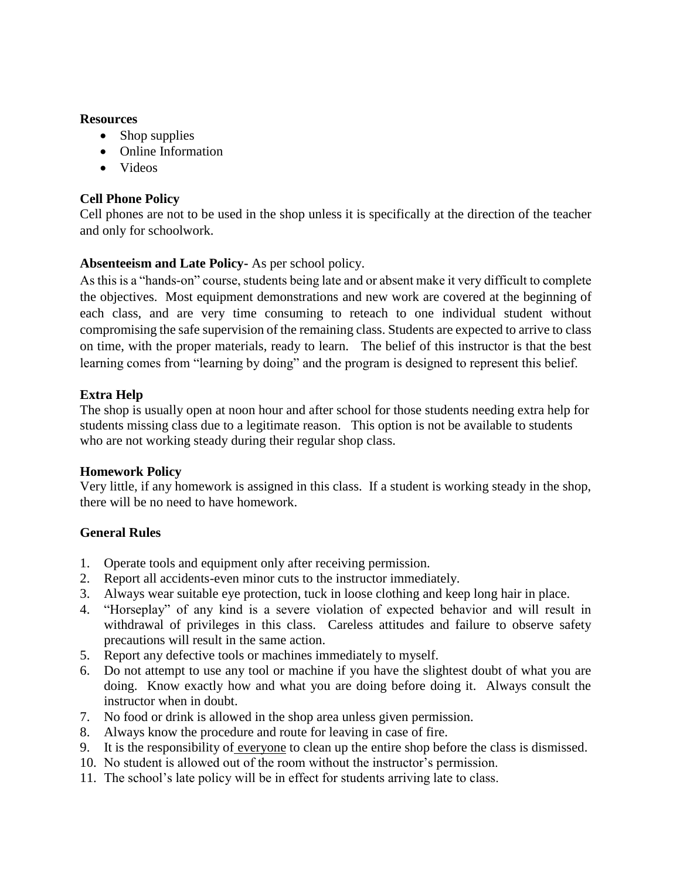**Resources**

- Shop supplies
- Online Information
- Videos

**Cell Phone Policy**
Cell phones are not to be used in the shop unless it is specifically at the direction of the teacher and only for schoolwork.

**Absenteeism and Late Policy-** As per school policy.
As this is a "hands-on" course, students being late and or absent make it very difficult to complete the objectives. Most equipment demonstrations and new work are covered at the beginning of each class, and are very time consuming to reteach to one individual student without compromising the safe supervision of the remaining class. Students are expected to arrive to class on time, with the proper materials, ready to learn. The belief of this instructor is that the best learning comes from "learning by doing" and the program is designed to represent this belief.

**Extra Help**
The shop is usually open at noon hour and after school for those students needing extra help for students missing class due to a legitimate reason. This option is not be available to students who are not working steady during their regular shop class.

**Homework Policy**
Very little, if any homework is assigned in this class. If a student is working steady in the shop, there will be no need to have homework.

**General Rules**

1. Operate tools and equipment only after receiving permission.
2. Report all accidents-even minor cuts to the instructor immediately.
3. Always wear suitable eye protection, tuck in loose clothing and keep long hair in place.
4. "Horseplay" of any kind is a severe violation of expected behavior and will result in withdrawal of privileges in this class. Careless attitudes and failure to observe safety precautions will result in the same action.
5. Report any defective tools or machines immediately to myself.
6. Do not attempt to use any tool or machine if you have the slightest doubt of what you are doing. Know exactly how and what you are doing before doing it. Always consult the instructor when in doubt.
7. No food or drink is allowed in the shop area unless given permission.
8. Always know the procedure and route for leaving in case of fire.
9. It is the responsibility of <u>everyone</u> to clean up the entire shop before the class is dismissed.
10. No student is allowed out of the room without the instructor's permission.
11. The school's late policy will be in effect for students arriving late to class.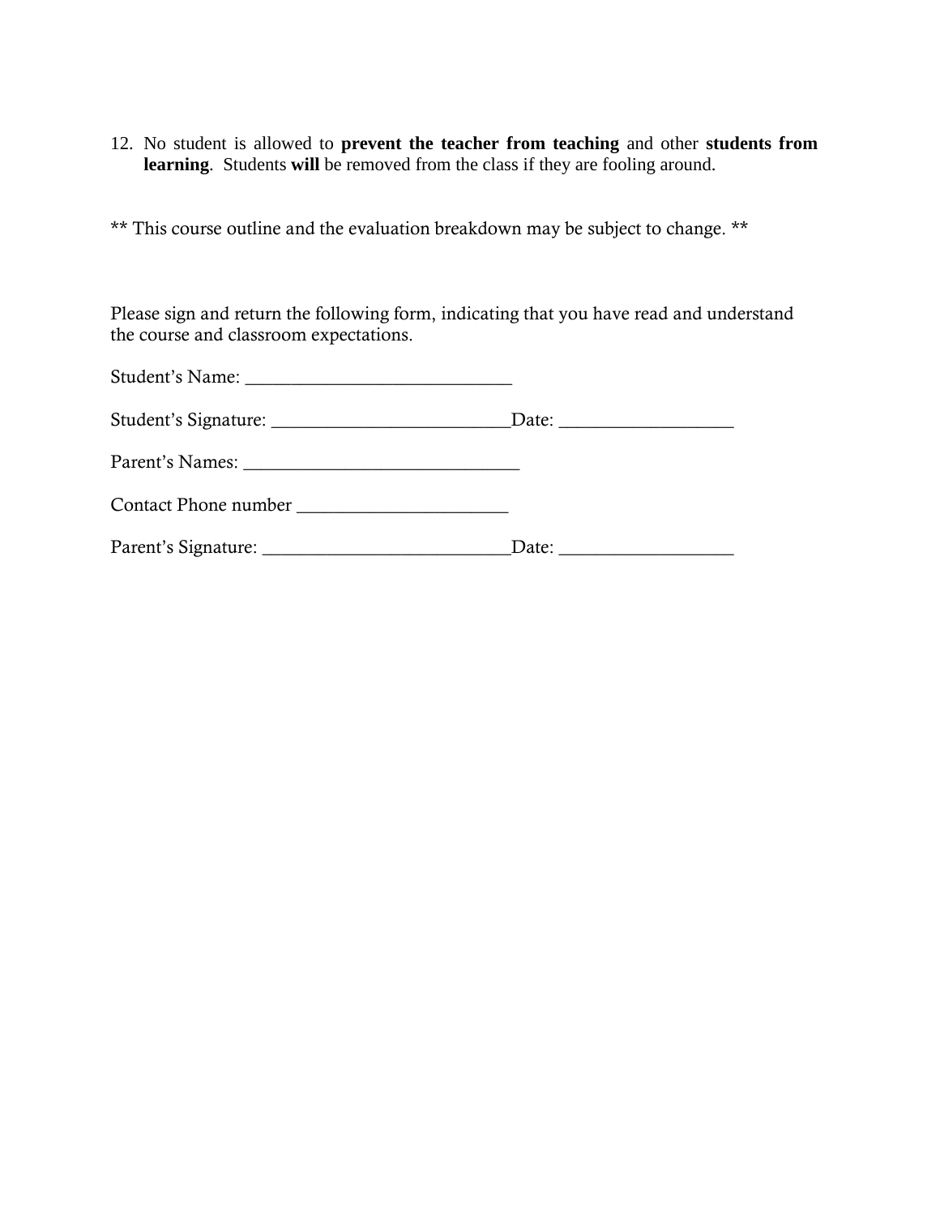12. No student is allowed to **prevent the teacher from teaching** and other **students from learning**. Students **will** be removed from the class if they are fooling around.

** This course outline and the evaluation breakdown may be subject to change. **

Please sign and return the following form, indicating that you have read and understand the course and classroom expectations.

Student's Name: ____________________________

Student's Signature: __________________________Date: __________________

Parent's Names: ______________________________

Contact Phone number ______________________

Parent's Signature: ___________________________Date: __________________